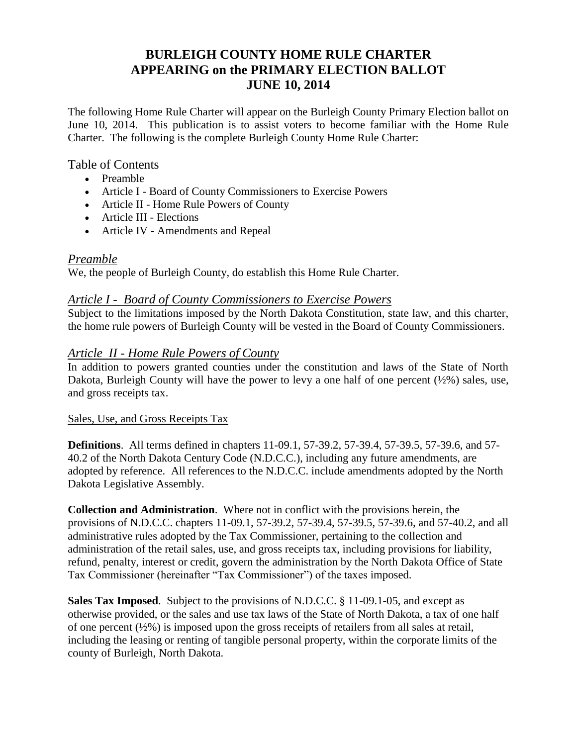# BURLEIGH COUNTY HOME RULE CHARTER APPEARING on the PRIMARY ELECTION BALLOT JUNE 10, 2014

The following Home Rule Charter will appear on the Burleigh County Primary Election ballot on June 10, 2014. This publication is to assist voters to become familiar with the Home Rule Charter. The following is the complete Burleigh County Home Rule Charter:

## Table of Contents

- Preamble
- Article I - Board of County Commissioners to Exercise Powers
- Article II - Home Rule Powers of County
- Article III - Elections
- Article IV - Amendments and Repeal

## *Preamble*

We, the people of Burleigh County, do establish this Home Rule Charter.

## *Article I - Board of County Commissioners to Exercise Powers*

Subject to the limitations imposed by the North Dakota Constitution, state law, and this charter, the home rule powers of Burleigh County will be vested in the Board of County Commissioners.

## *Article II - Home Rule Powers of County*

In addition to powers granted counties under the constitution and laws of the State of North Dakota, Burleigh County will have the power to levy a one half of one percent (½%) sales, use, and gross receipts tax.

### Sales, Use, and Gross Receipts Tax

**Definitions**. All terms defined in chapters 11-09.1, 57-39.2, 57-39.4, 57-39.5, 57-39.6, and 57-40.2 of the North Dakota Century Code (N.D.C.C.), including any future amendments, are adopted by reference. All references to the N.D.C.C. include amendments adopted by the North Dakota Legislative Assembly.

**Collection and Administration**. Where not in conflict with the provisions herein, the provisions of N.D.C.C. chapters 11-09.1, 57-39.2, 57-39.4, 57-39.5, 57-39.6, and 57-40.2, and all administrative rules adopted by the Tax Commissioner, pertaining to the collection and administration of the retail sales, use, and gross receipts tax, including provisions for liability, refund, penalty, interest or credit, govern the administration by the North Dakota Office of State Tax Commissioner (hereinafter "Tax Commissioner") of the taxes imposed.

**Sales Tax Imposed**. Subject to the provisions of N.D.C.C. § 11-09.1-05, and except as otherwise provided, or the sales and use tax laws of the State of North Dakota, a tax of one half of one percent (½%) is imposed upon the gross receipts of retailers from all sales at retail, including the leasing or renting of tangible personal property, within the corporate limits of the county of Burleigh, North Dakota.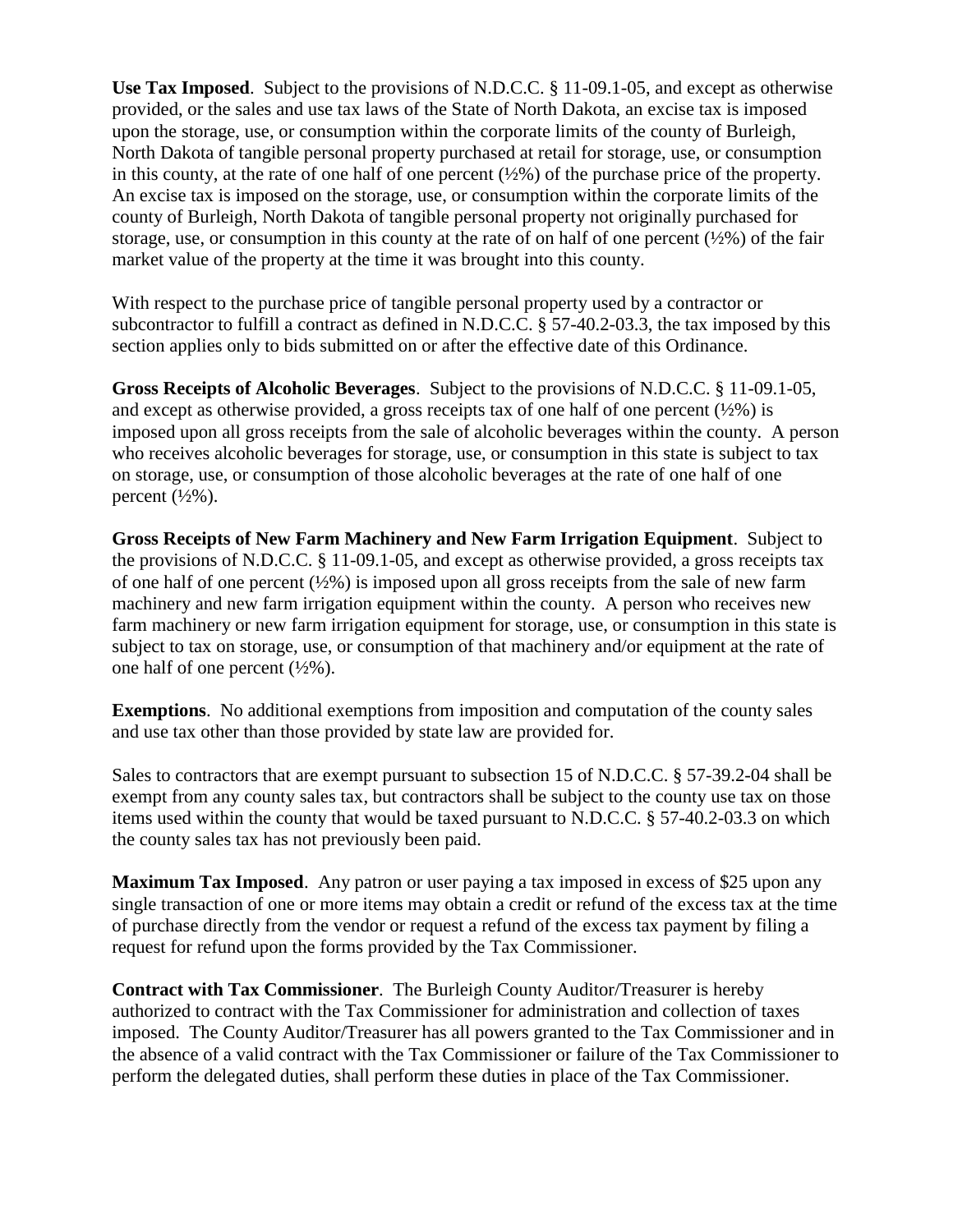**Use Tax Imposed**. Subject to the provisions of N.D.C.C. § 11-09.1-05, and except as otherwise provided, or the sales and use tax laws of the State of North Dakota, an excise tax is imposed upon the storage, use, or consumption within the corporate limits of the county of Burleigh, North Dakota of tangible personal property purchased at retail for storage, use, or consumption in this county, at the rate of one half of one percent (½%) of the purchase price of the property. An excise tax is imposed on the storage, use, or consumption within the corporate limits of the county of Burleigh, North Dakota of tangible personal property not originally purchased for storage, use, or consumption in this county at the rate of on half of one percent (½%) of the fair market value of the property at the time it was brought into this county.

With respect to the purchase price of tangible personal property used by a contractor or subcontractor to fulfill a contract as defined in N.D.C.C. § 57-40.2-03.3, the tax imposed by this section applies only to bids submitted on or after the effective date of this Ordinance.

**Gross Receipts of Alcoholic Beverages**. Subject to the provisions of N.D.C.C. § 11-09.1-05, and except as otherwise provided, a gross receipts tax of one half of one percent (½%) is imposed upon all gross receipts from the sale of alcoholic beverages within the county. A person who receives alcoholic beverages for storage, use, or consumption in this state is subject to tax on storage, use, or consumption of those alcoholic beverages at the rate of one half of one percent (½%).

**Gross Receipts of New Farm Machinery and New Farm Irrigation Equipment**. Subject to the provisions of N.D.C.C. § 11-09.1-05, and except as otherwise provided, a gross receipts tax of one half of one percent (½%) is imposed upon all gross receipts from the sale of new farm machinery and new farm irrigation equipment within the county. A person who receives new farm machinery or new farm irrigation equipment for storage, use, or consumption in this state is subject to tax on storage, use, or consumption of that machinery and/or equipment at the rate of one half of one percent (½%).

**Exemptions**. No additional exemptions from imposition and computation of the county sales and use tax other than those provided by state law are provided for.

Sales to contractors that are exempt pursuant to subsection 15 of N.D.C.C. § 57-39.2-04 shall be exempt from any county sales tax, but contractors shall be subject to the county use tax on those items used within the county that would be taxed pursuant to N.D.C.C. § 57-40.2-03.3 on which the county sales tax has not previously been paid.

**Maximum Tax Imposed**. Any patron or user paying a tax imposed in excess of $25 upon any single transaction of one or more items may obtain a credit or refund of the excess tax at the time of purchase directly from the vendor or request a refund of the excess tax payment by filing a request for refund upon the forms provided by the Tax Commissioner.

**Contract with Tax Commissioner**. The Burleigh County Auditor/Treasurer is hereby authorized to contract with the Tax Commissioner for administration and collection of taxes imposed. The County Auditor/Treasurer has all powers granted to the Tax Commissioner and in the absence of a valid contract with the Tax Commissioner or failure of the Tax Commissioner to perform the delegated duties, shall perform these duties in place of the Tax Commissioner.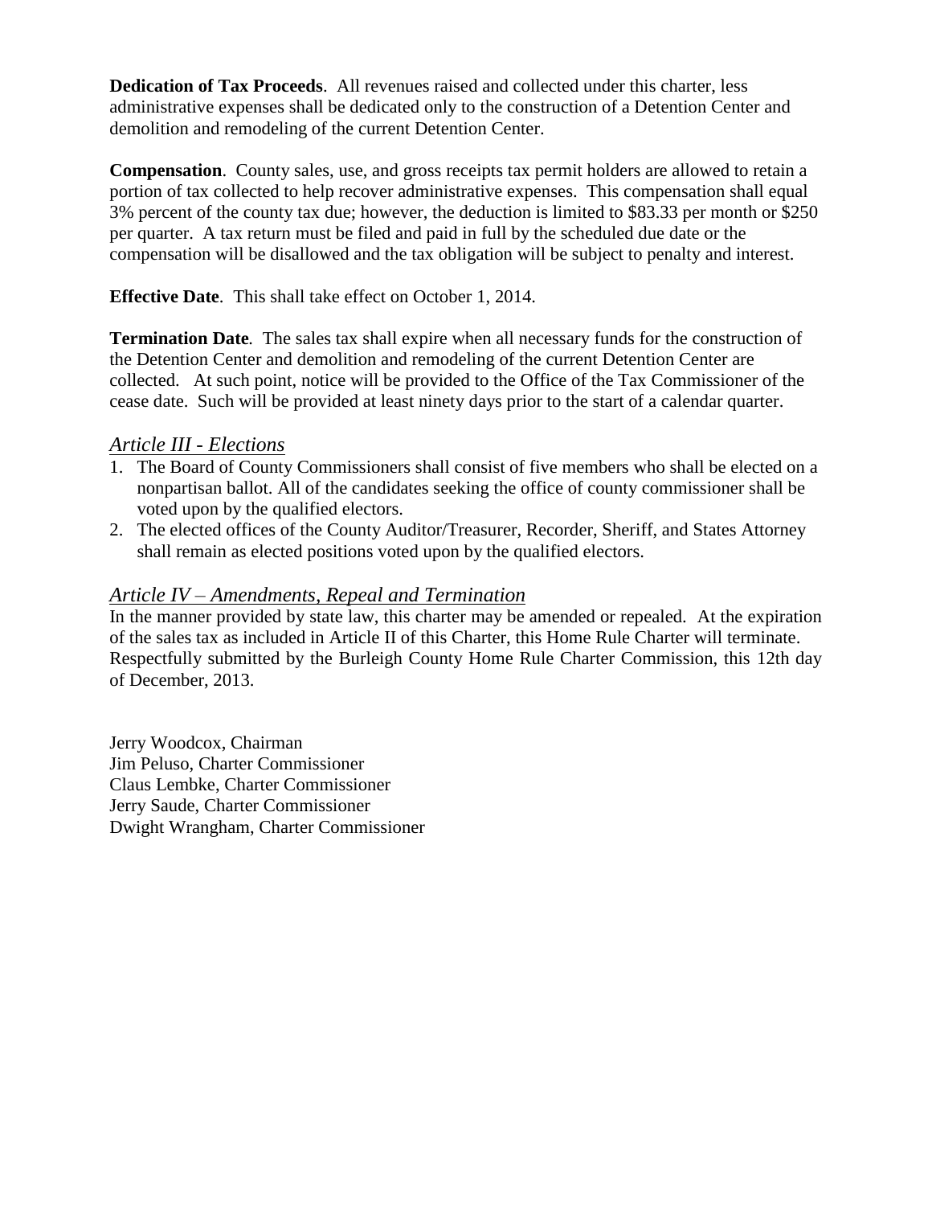**Dedication of Tax Proceeds**. All revenues raised and collected under this charter, less administrative expenses shall be dedicated only to the construction of a Detention Center and demolition and remodeling of the current Detention Center.

**Compensation**. County sales, use, and gross receipts tax permit holders are allowed to retain a portion of tax collected to help recover administrative expenses. This compensation shall equal 3% percent of the county tax due; however, the deduction is limited to $83.33 per month or $250 per quarter. A tax return must be filed and paid in full by the scheduled due date or the compensation will be disallowed and the tax obligation will be subject to penalty and interest.

**Effective Date**. This shall take effect on October 1, 2014.

**Termination Date**. The sales tax shall expire when all necessary funds for the construction of the Detention Center and demolition and remodeling of the current Detention Center are collected. At such point, notice will be provided to the Office of the Tax Commissioner of the cease date. Such will be provided at least ninety days prior to the start of a calendar quarter.

## *Article III - Elections*

1. The Board of County Commissioners shall consist of five members who shall be elected on a nonpartisan ballot. All of the candidates seeking the office of county commissioner shall be voted upon by the qualified electors.
2. The elected offices of the County Auditor/Treasurer, Recorder, Sheriff, and States Attorney shall remain as elected positions voted upon by the qualified electors.

## *Article IV – Amendments, Repeal and Termination*

In the manner provided by state law, this charter may be amended or repealed. At the expiration of the sales tax as included in Article II of this Charter, this Home Rule Charter will terminate. Respectfully submitted by the Burleigh County Home Rule Charter Commission, this 12th day of December, 2013.

Jerry Woodcox, Chairman
Jim Peluso, Charter Commissioner
Claus Lembke, Charter Commissioner
Jerry Saude, Charter Commissioner
Dwight Wrangham, Charter Commissioner